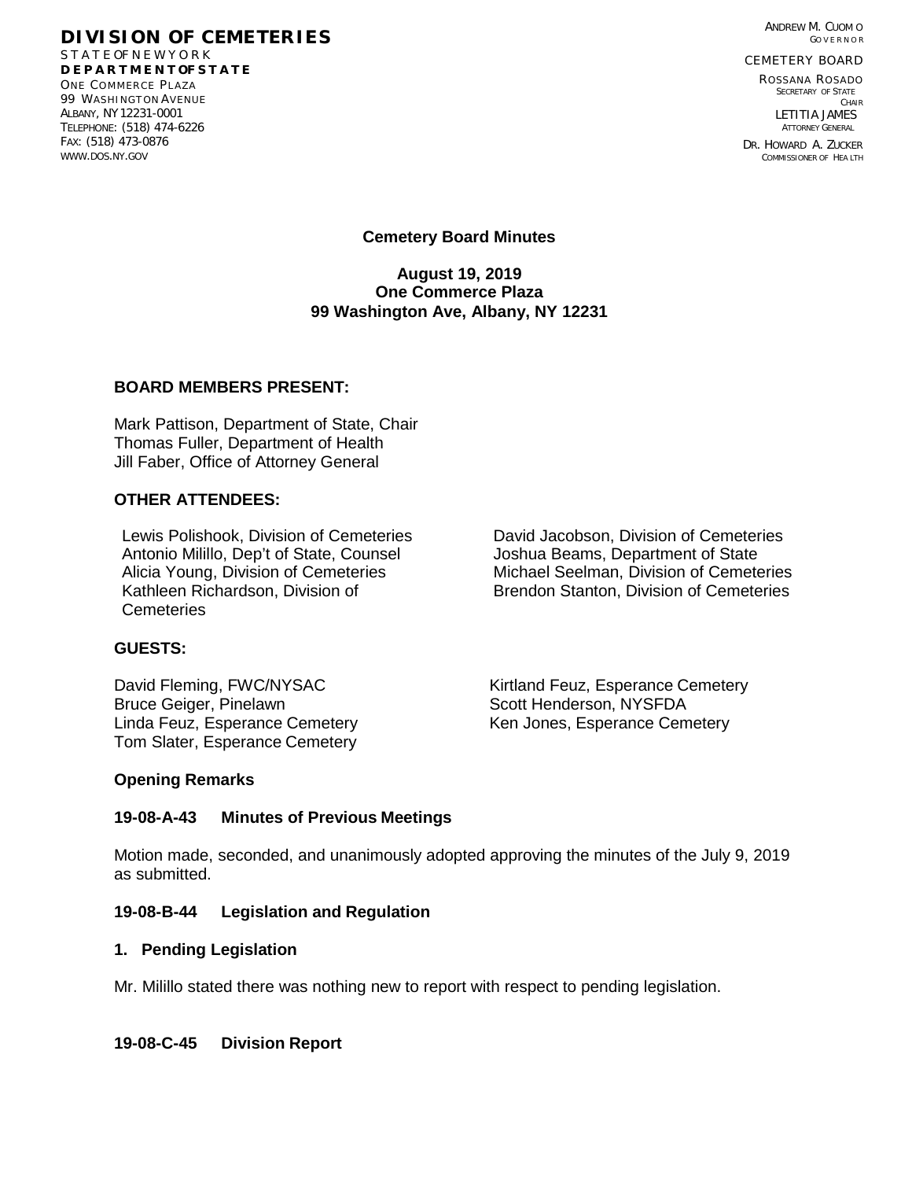**DIVISION OF CEMETERIES**
STATE OF NEW YORK
**DEPARTMENT OF STATE**
ONE COMMERCE PLAZA
99 WASHINGTON AVENUE
ALBANY, NY 12231-0001
TELEPHONE: (518) 474-6226
FAX: (518) 473-0876
WWW.DOS.NY.GOV

ANDREW M. CUOMO
GOVERNOR

CEMETERY BOARD

ROSSANA ROSADO
SECRETARY OF STATE
CHAIR

LETITIA JAMES
ATTORNEY GENERAL

DR. HOWARD A. ZUCKER
COMMISSIONER OF HEALTH

# Cemetery Board Minutes

**August 19, 2019**
**One Commerce Plaza**
**99 Washington Ave, Albany, NY 12231**

## BOARD MEMBERS PRESENT:

Mark Pattison, Department of State, Chair
Thomas Fuller, Department of Health
Jill Faber, Office of Attorney General

## OTHER ATTENDEES:

Lewis Polishook, Division of Cemeteries
Antonio Milillo, Dep't of State, Counsel
Alicia Young, Division of Cemeteries
Kathleen Richardson, Division of Cemeteries
David Jacobson, Division of Cemeteries
Joshua Beams, Department of State
Michael Seelman, Division of Cemeteries
Brendon Stanton, Division of Cemeteries

## GUESTS:

David Fleming, FWC/NYSAC
Bruce Geiger, Pinelawn
Linda Feuz, Esperance Cemetery
Tom Slater, Esperance Cemetery
Kirtland Feuz, Esperance Cemetery
Scott Henderson, NYSFDA
Ken Jones, Esperance Cemetery

## Opening Remarks

## 19-08-A-43 Minutes of Previous Meetings

Motion made, seconded, and unanimously adopted approving the minutes of the July 9, 2019 as submitted.

## 19-08-B-44 Legislation and Regulation

### 1. Pending Legislation

Mr. Milillo stated there was nothing new to report with respect to pending legislation.

## 19-08-C-45 Division Report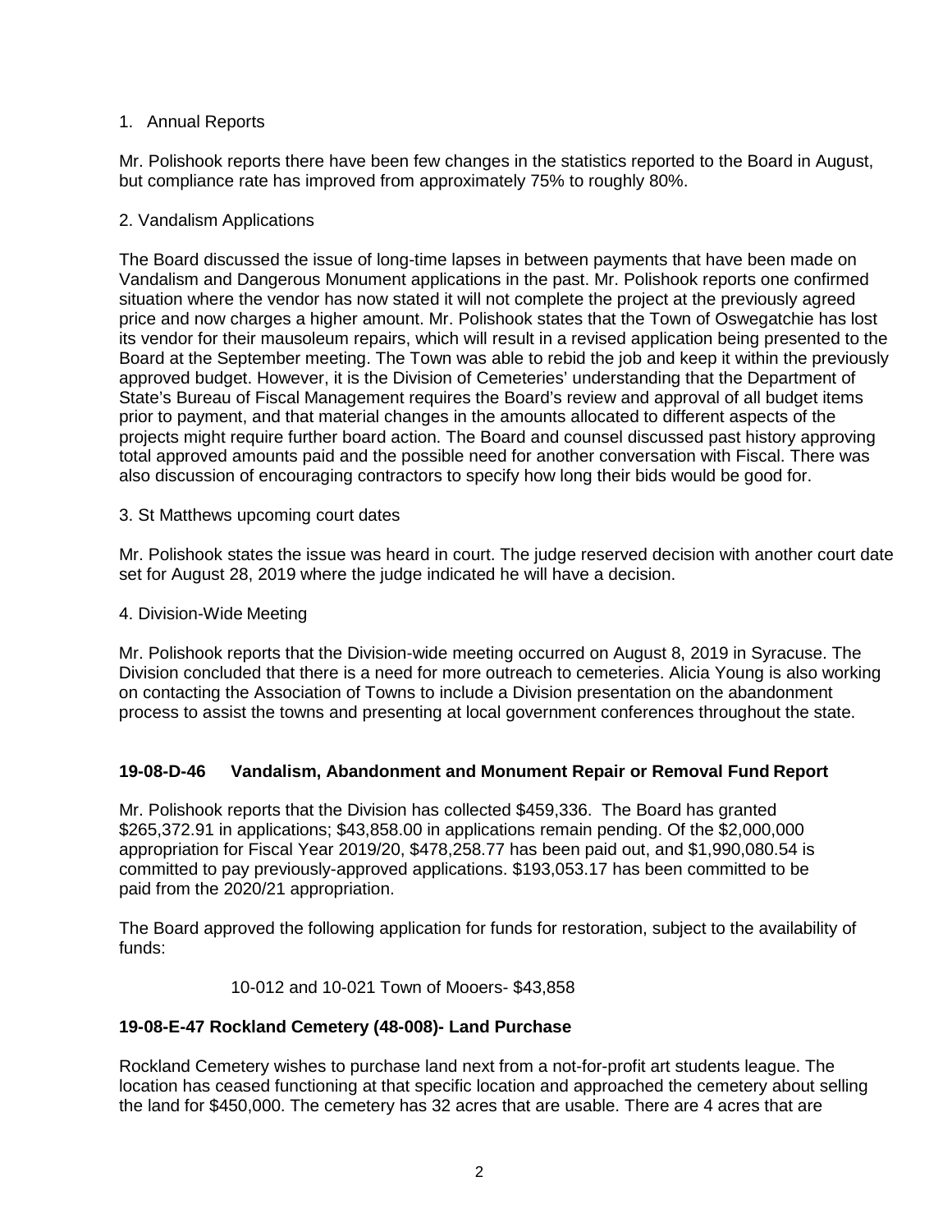1. Annual Reports

Mr. Polishook reports there have been few changes in the statistics reported to the Board in August, but compliance rate has improved from approximately 75% to roughly 80%.

2. Vandalism Applications

The Board discussed the issue of long-time lapses in between payments that have been made on Vandalism and Dangerous Monument applications in the past. Mr. Polishook reports one confirmed situation where the vendor has now stated it will not complete the project at the previously agreed price and now charges a higher amount. Mr. Polishook states that the Town of Oswegatchie has lost its vendor for their mausoleum repairs, which will result in a revised application being presented to the Board at the September meeting. The Town was able to rebid the job and keep it within the previously approved budget. However, it is the Division of Cemeteries' understanding that the Department of State's Bureau of Fiscal Management requires the Board's review and approval of all budget items prior to payment, and that material changes in the amounts allocated to different aspects of the projects might require further board action. The Board and counsel discussed past history approving total approved amounts paid and the possible need for another conversation with Fiscal. There was also discussion of encouraging contractors to specify how long their bids would be good for.

3. St Matthews upcoming court dates

Mr. Polishook states the issue was heard in court. The judge reserved decision with another court date set for August 28, 2019 where the judge indicated he will have a decision.

4. Division-Wide Meeting

Mr. Polishook reports that the Division-wide meeting occurred on August 8, 2019 in Syracuse. The Division concluded that there is a need for more outreach to cemeteries. Alicia Young is also working on contacting the Association of Towns to include a Division presentation on the abandonment process to assist the towns and presenting at local government conferences throughout the state.

**19-08-D-46 Vandalism, Abandonment and Monument Repair or Removal Fund Report**

Mr. Polishook reports that the Division has collected $459,336. The Board has granted $265,372.91 in applications; $43,858.00 in applications remain pending. Of the $2,000,000 appropriation for Fiscal Year 2019/20, $478,258.77 has been paid out, and $1,990,080.54 is committed to pay previously-approved applications. $193,053.17 has been committed to be paid from the 2020/21 appropriation.

The Board approved the following application for funds for restoration, subject to the availability of funds:

10-012 and 10-021 Town of Mooers- $43,858

**19-08-E-47 Rockland Cemetery (48-008)- Land Purchase**

Rockland Cemetery wishes to purchase land next from a not-for-profit art students league. The location has ceased functioning at that specific location and approached the cemetery about selling the land for $450,000. The cemetery has 32 acres that are usable. There are 4 acres that are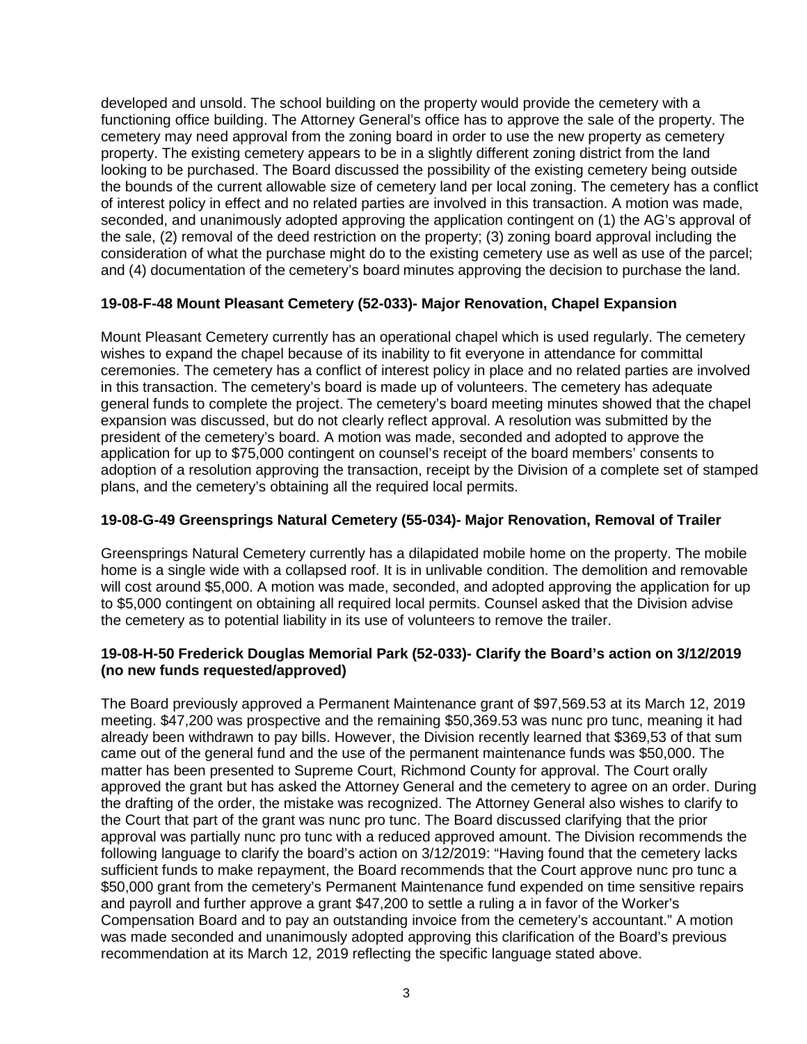developed and unsold. The school building on the property would provide the cemetery with a functioning office building. The Attorney General's office has to approve the sale of the property. The cemetery may need approval from the zoning board in order to use the new property as cemetery property. The existing cemetery appears to be in a slightly different zoning district from the land looking to be purchased. The Board discussed the possibility of the existing cemetery being outside the bounds of the current allowable size of cemetery land per local zoning. The cemetery has a conflict of interest policy in effect and no related parties are involved in this transaction. A motion was made, seconded, and unanimously adopted approving the application contingent on (1) the AG's approval of the sale, (2) removal of the deed restriction on the property; (3) zoning board approval including the consideration of what the purchase might do to the existing cemetery use as well as use of the parcel; and (4) documentation of the cemetery's board minutes approving the decision to purchase the land.

### 19-08-F-48 Mount Pleasant Cemetery (52-033)- Major Renovation, Chapel Expansion

Mount Pleasant Cemetery currently has an operational chapel which is used regularly. The cemetery wishes to expand the chapel because of its inability to fit everyone in attendance for committal ceremonies. The cemetery has a conflict of interest policy in place and no related parties are involved in this transaction. The cemetery's board is made up of volunteers. The cemetery has adequate general funds to complete the project. The cemetery's board meeting minutes showed that the chapel expansion was discussed, but do not clearly reflect approval. A resolution was submitted by the president of the cemetery's board. A motion was made, seconded and adopted to approve the application for up to $75,000 contingent on counsel's receipt of the board members' consents to adoption of a resolution approving the transaction, receipt by the Division of a complete set of stamped plans, and the cemetery's obtaining all the required local permits.

### 19-08-G-49 Greensprings Natural Cemetery (55-034)- Major Renovation, Removal of Trailer

Greensprings Natural Cemetery currently has a dilapidated mobile home on the property. The mobile home is a single wide with a collapsed roof. It is in unlivable condition. The demolition and removable will cost around $5,000. A motion was made, seconded, and adopted approving the application for up to $5,000 contingent on obtaining all required local permits. Counsel asked that the Division advise the cemetery as to potential liability in its use of volunteers to remove the trailer.

### 19-08-H-50 Frederick Douglas Memorial Park (52-033)- Clarify the Board's action on 3/12/2019 (no new funds requested/approved)

The Board previously approved a Permanent Maintenance grant of $97,569.53 at its March 12, 2019 meeting. $47,200 was prospective and the remaining $50,369.53 was nunc pro tunc, meaning it had already been withdrawn to pay bills. However, the Division recently learned that $369,53 of that sum came out of the general fund and the use of the permanent maintenance funds was $50,000. The matter has been presented to Supreme Court, Richmond County for approval. The Court orally approved the grant but has asked the Attorney General and the cemetery to agree on an order. During the drafting of the order, the mistake was recognized. The Attorney General also wishes to clarify to the Court that part of the grant was nunc pro tunc. The Board discussed clarifying that the prior approval was partially nunc pro tunc with a reduced approved amount. The Division recommends the following language to clarify the board's action on 3/12/2019: "Having found that the cemetery lacks sufficient funds to make repayment, the Board recommends that the Court approve nunc pro tunc a $50,000 grant from the cemetery's Permanent Maintenance fund expended on time sensitive repairs and payroll and further approve a grant $47,200 to settle a ruling a in favor of the Worker's Compensation Board and to pay an outstanding invoice from the cemetery's accountant." A motion was made seconded and unanimously adopted approving this clarification of the Board's previous recommendation at its March 12, 2019 reflecting the specific language stated above.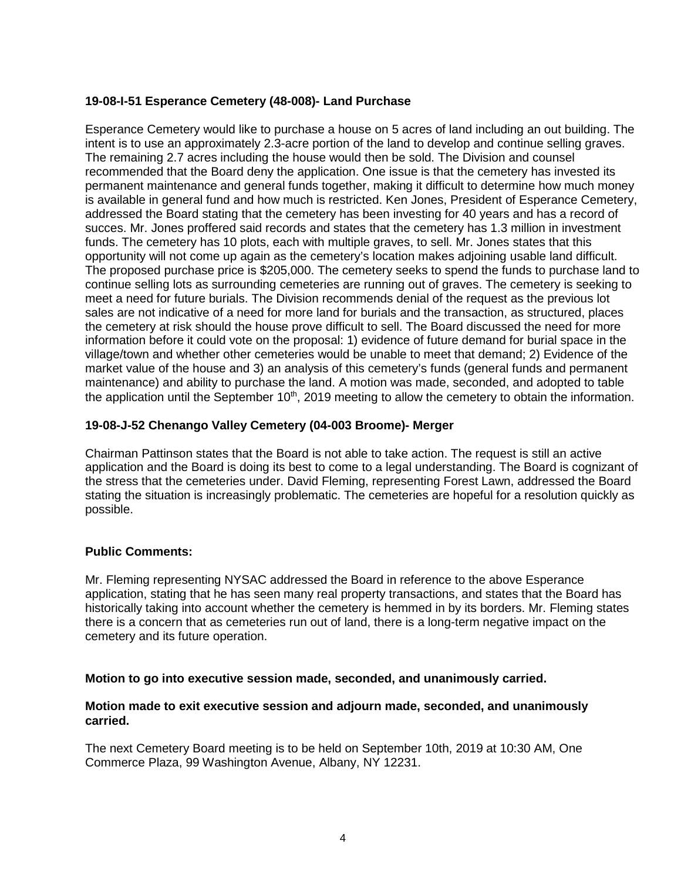**19-08-I-51 Esperance Cemetery (48-008)- Land Purchase**

Esperance Cemetery would like to purchase a house on 5 acres of land including an out building. The intent is to use an approximately 2.3-acre portion of the land to develop and continue selling graves. The remaining 2.7 acres including the house would then be sold. The Division and counsel recommended that the Board deny the application. One issue is that the cemetery has invested its permanent maintenance and general funds together, making it difficult to determine how much money is available in general fund and how much is restricted. Ken Jones, President of Esperance Cemetery, addressed the Board stating that the cemetery has been investing for 40 years and has a record of succes. Mr. Jones proffered said records and states that the cemetery has 1.3 million in investment funds. The cemetery has 10 plots, each with multiple graves, to sell. Mr. Jones states that this opportunity will not come up again as the cemetery's location makes adjoining usable land difficult. The proposed purchase price is $205,000. The cemetery seeks to spend the funds to purchase land to continue selling lots as surrounding cemeteries are running out of graves. The cemetery is seeking to meet a need for future burials. The Division recommends denial of the request as the previous lot sales are not indicative of a need for more land for burials and the transaction, as structured, places the cemetery at risk should the house prove difficult to sell. The Board discussed the need for more information before it could vote on the proposal: 1) evidence of future demand for burial space in the village/town and whether other cemeteries would be unable to meet that demand; 2) Evidence of the market value of the house and 3) an analysis of this cemetery's funds (general funds and permanent maintenance) and ability to purchase the land. A motion was made, seconded, and adopted to table the application until the September 10th, 2019 meeting to allow the cemetery to obtain the information.

**19-08-J-52 Chenango Valley Cemetery (04-003 Broome)- Merger**

Chairman Pattinson states that the Board is not able to take action. The request is still an active application and the Board is doing its best to come to a legal understanding. The Board is cognizant of the stress that the cemeteries under. David Fleming, representing Forest Lawn, addressed the Board stating the situation is increasingly problematic. The cemeteries are hopeful for a resolution quickly as possible.

**Public Comments:**

Mr. Fleming representing NYSAC addressed the Board in reference to the above Esperance application, stating that he has seen many real property transactions, and states that the Board has historically taking into account whether the cemetery is hemmed in by its borders. Mr. Fleming states there is a concern that as cemeteries run out of land, there is a long-term negative impact on the cemetery and its future operation.

**Motion to go into executive session made, seconded, and unanimously carried.**

**Motion made to exit executive session and adjourn made, seconded, and unanimously carried.**

The next Cemetery Board meeting is to be held on September 10th, 2019 at 10:30 AM, One Commerce Plaza, 99 Washington Avenue, Albany, NY 12231.